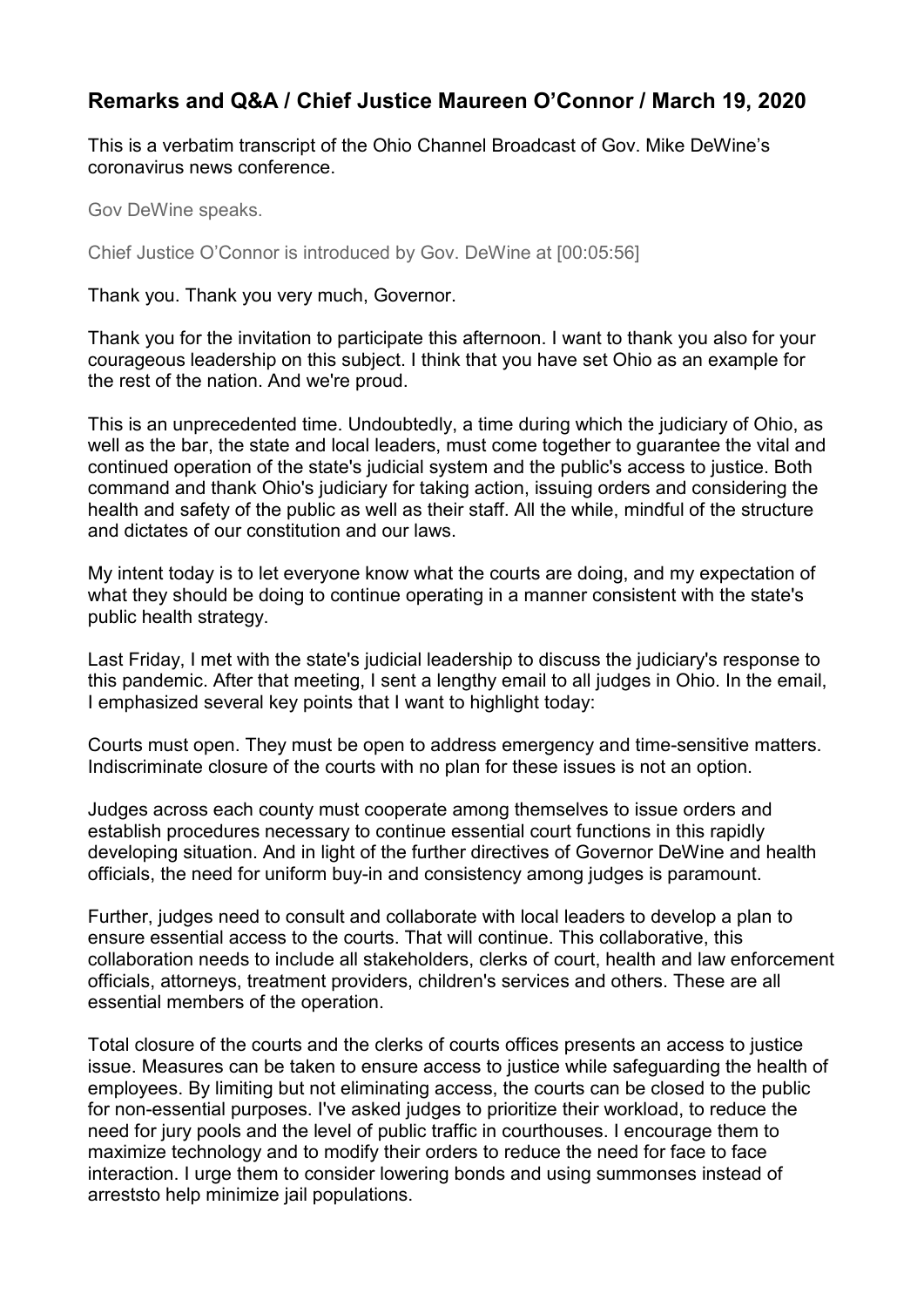## Remarks and Q&A / Chief Justice Maureen O'Connor / March 19, 2020

This is a verbatim transcript of the Ohio Channel Broadcast of Gov. Mike DeWine's coronavirus news conference.

Gov DeWine speaks.

Chief Justice O'Connor is introduced by Gov. DeWine at [00:05:56]

Thank you. Thank you very much, Governor.

Thank you for the invitation to participate this afternoon. I want to thank you also for your courageous leadership on this subject. I think that you have set Ohio as an example for the rest of the nation. And we're proud.

This is an unprecedented time. Undoubtedly, a time during which the judiciary of Ohio, as well as the bar, the state and local leaders, must come together to guarantee the vital and continued operation of the state's judicial system and the public's access to justice. Both command and thank Ohio's judiciary for taking action, issuing orders and considering the health and safety of the public as well as their staff. All the while, mindful of the structure and dictates of our constitution and our laws.

My intent today is to let everyone know what the courts are doing, and my expectation of what they should be doing to continue operating in a manner consistent with the state's public health strategy.

Last Friday, I met with the state's judicial leadership to discuss the judiciary's response to this pandemic. After that meeting, I sent a lengthy email to all judges in Ohio. In the email, I emphasized several key points that I want to highlight today:

Courts must open. They must be open to address emergency and time-sensitive matters. Indiscriminate closure of the courts with no plan for these issues is not an option.

Judges across each county must cooperate among themselves to issue orders and establish procedures necessary to continue essential court functions in this rapidly developing situation. And in light of the further directives of Governor DeWine and health officials, the need for uniform buy-in and consistency among judges is paramount.

Further, judges need to consult and collaborate with local leaders to develop a plan to ensure essential access to the courts. That will continue. This collaborative, this collaboration needs to include all stakeholders, clerks of court, health and law enforcement officials, attorneys, treatment providers, children's services and others. These are all essential members of the operation.

Total closure of the courts and the clerks of courts offices presents an access to justice issue. Measures can be taken to ensure access to justice while safeguarding the health of employees. By limiting but not eliminating access, the courts can be closed to the public for non-essential purposes. I've asked judges to prioritize their workload, to reduce the need for jury pools and the level of public traffic in courthouses. I encourage them to maximize technology and to modify their orders to reduce the need for face to face interaction. I urge them to consider lowering bonds and using summonses instead of arreststo help minimize jail populations.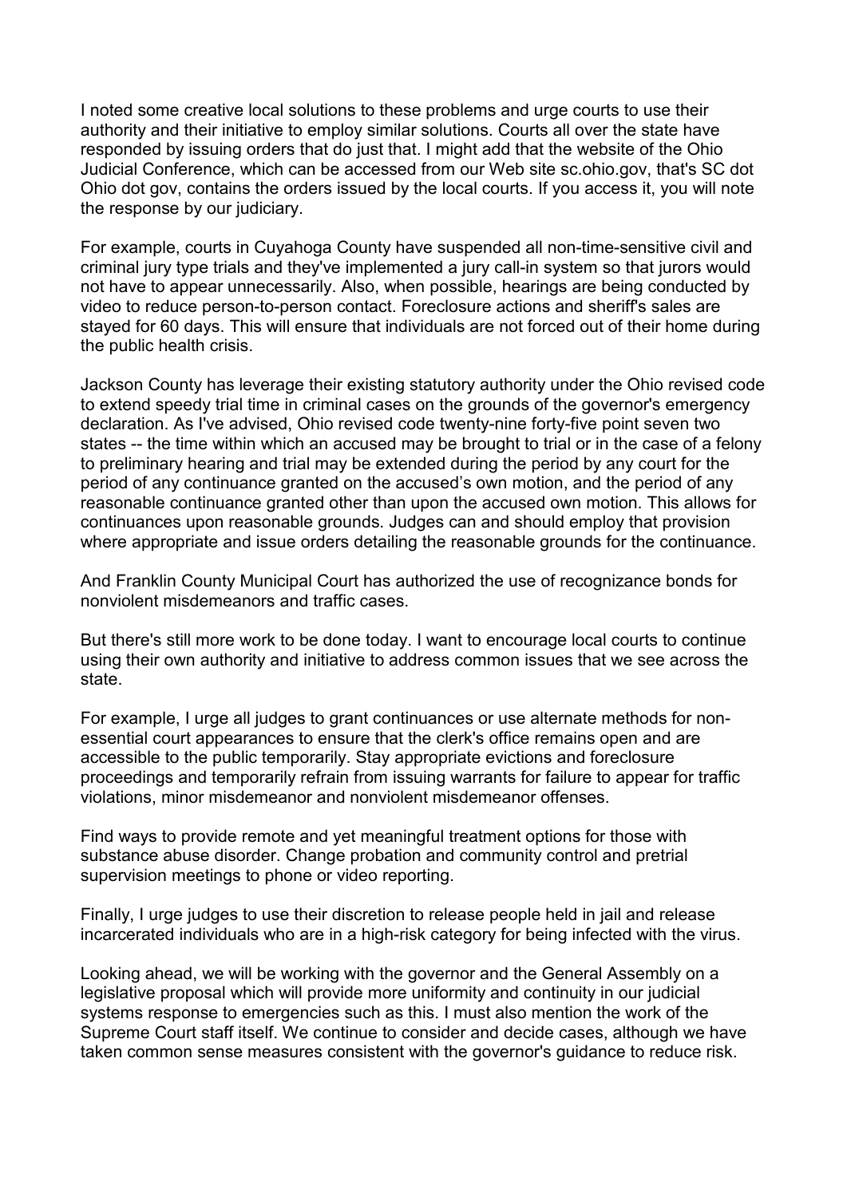I noted some creative local solutions to these problems and urge courts to use their authority and their initiative to employ similar solutions. Courts all over the state have responded by issuing orders that do just that. I might add that the website of the Ohio Judicial Conference, which can be accessed from our Web site sc.ohio.gov, that's SC dot Ohio dot gov, contains the orders issued by the local courts. If you access it, you will note the response by our judiciary.

For example, courts in Cuyahoga County have suspended all non-time-sensitive civil and criminal jury type trials and they've implemented a jury call-in system so that jurors would not have to appear unnecessarily. Also, when possible, hearings are being conducted by video to reduce person-to-person contact. Foreclosure actions and sheriff's sales are stayed for 60 days. This will ensure that individuals are not forced out of their home during the public health crisis.

Jackson County has leverage their existing statutory authority under the Ohio revised code to extend speedy trial time in criminal cases on the grounds of the governor's emergency declaration. As I've advised, Ohio revised code twenty-nine forty-five point seven two states -- the time within which an accused may be brought to trial or in the case of a felony to preliminary hearing and trial may be extended during the period by any court for the period of any continuance granted on the accused's own motion, and the period of any reasonable continuance granted other than upon the accused own motion. This allows for continuances upon reasonable grounds. Judges can and should employ that provision where appropriate and issue orders detailing the reasonable grounds for the continuance.

And Franklin County Municipal Court has authorized the use of recognizance bonds for nonviolent misdemeanors and traffic cases.

But there's still more work to be done today. I want to encourage local courts to continue using their own authority and initiative to address common issues that we see across the state.

For example, I urge all judges to grant continuances or use alternate methods for non-essential court appearances to ensure that the clerk's office remains open and are accessible to the public temporarily. Stay appropriate evictions and foreclosure proceedings and temporarily refrain from issuing warrants for failure to appear for traffic violations, minor misdemeanor and nonviolent misdemeanor offenses.

Find ways to provide remote and yet meaningful treatment options for those with substance abuse disorder. Change probation and community control and pretrial supervision meetings to phone or video reporting.

Finally, I urge judges to use their discretion to release people held in jail and release incarcerated individuals who are in a high-risk category for being infected with the virus.

Looking ahead, we will be working with the governor and the General Assembly on a legislative proposal which will provide more uniformity and continuity in our judicial systems response to emergencies such as this. I must also mention the work of the Supreme Court staff itself. We continue to consider and decide cases, although we have taken common sense measures consistent with the governor's guidance to reduce risk.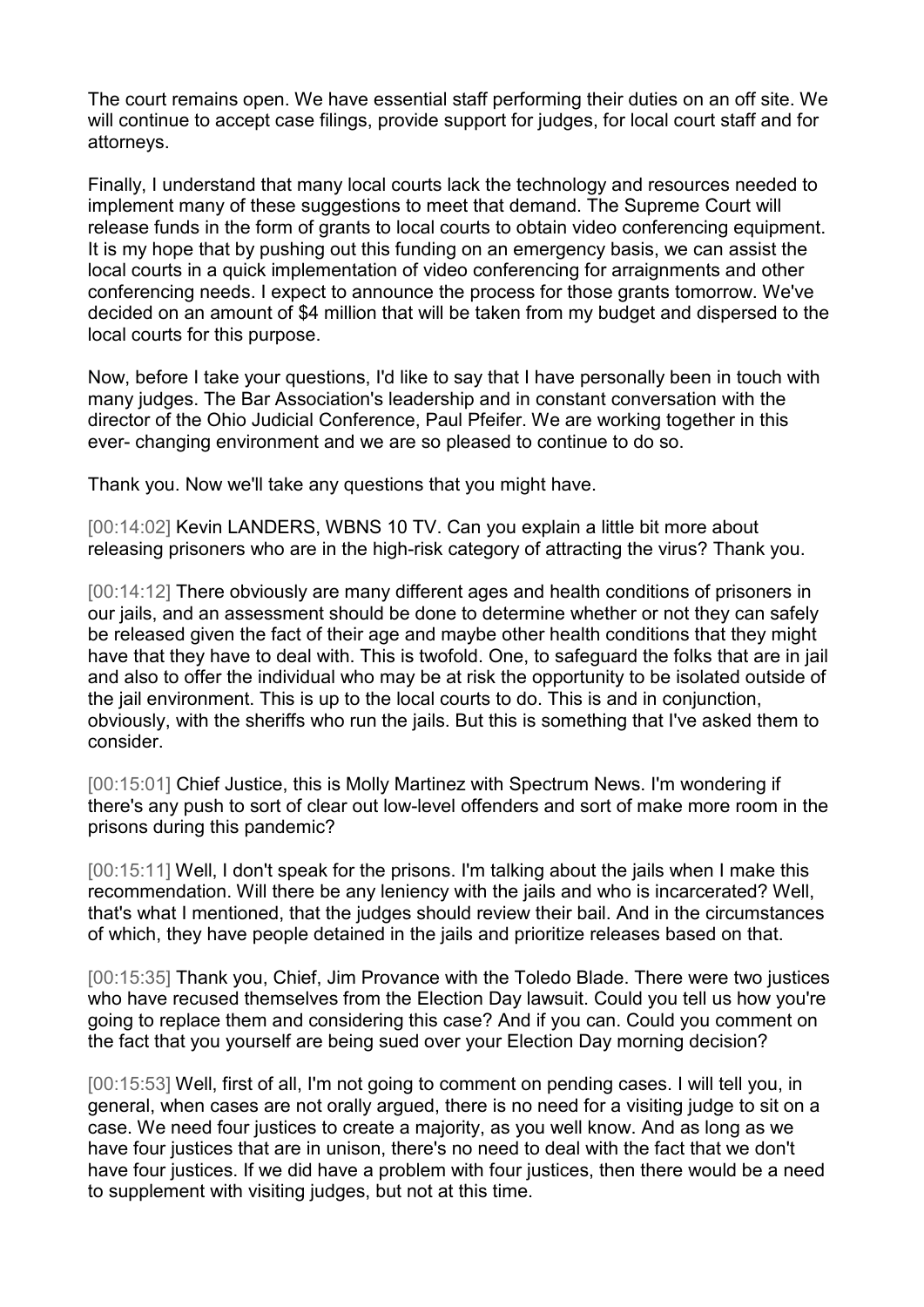The court remains open. We have essential staff performing their duties on an off site. We will continue to accept case filings, provide support for judges, for local court staff and for attorneys.

Finally, I understand that many local courts lack the technology and resources needed to implement many of these suggestions to meet that demand. The Supreme Court will release funds in the form of grants to local courts to obtain video conferencing equipment. It is my hope that by pushing out this funding on an emergency basis, we can assist the local courts in a quick implementation of video conferencing for arraignments and other conferencing needs. I expect to announce the process for those grants tomorrow. We've decided on an amount of $4 million that will be taken from my budget and dispersed to the local courts for this purpose.

Now, before I take your questions, I'd like to say that I have personally been in touch with many judges. The Bar Association's leadership and in constant conversation with the director of the Ohio Judicial Conference, Paul Pfeifer. We are working together in this ever- changing environment and we are so pleased to continue to do so.

Thank you. Now we'll take any questions that you might have.

[00:14:02] Kevin LANDERS, WBNS 10 TV. Can you explain a little bit more about releasing prisoners who are in the high-risk category of attracting the virus? Thank you.

[00:14:12] There obviously are many different ages and health conditions of prisoners in our jails, and an assessment should be done to determine whether or not they can safely be released given the fact of their age and maybe other health conditions that they might have that they have to deal with. This is twofold. One, to safeguard the folks that are in jail and also to offer the individual who may be at risk the opportunity to be isolated outside of the jail environment. This is up to the local courts to do. This is and in conjunction, obviously, with the sheriffs who run the jails. But this is something that I've asked them to consider.

[00:15:01] Chief Justice, this is Molly Martinez with Spectrum News. I'm wondering if there's any push to sort of clear out low-level offenders and sort make more room in the prisons during this pandemic?

[00:15:11] Well, I don't speak for the prisons. I'm talking about the jails when I make this recommendation. Will there be any leniency with the jails and who is incarcerated? Well, that's what I mentioned, that the judges should review their bail. And in the circumstances of which, they have people detained in the jails and prioritize releases based on that.

[00:15:35] Thank you, Chief, Jim Provance with the Toledo Blade. There were two justices who have recused themselves from the Election Day lawsuit. Could you tell us how you're going to replace them and considering this case? And if you can. Could you comment on the fact that you yourself are being sued over your Election Day morning decision?

[00:15:53] Well, first of all, I'm not going to comment on pending cases. I will tell you, in general, when cases are not orally argued, there is no need for a visiting judge to sit on a case. We need four justices to create a majority, as you well know. And as long as we have four justices that are in unison, there's no need to deal with the fact that we don't have four justices. If we did have a problem with four justices, then there would be a need to supplement with visiting judges, but not at this time.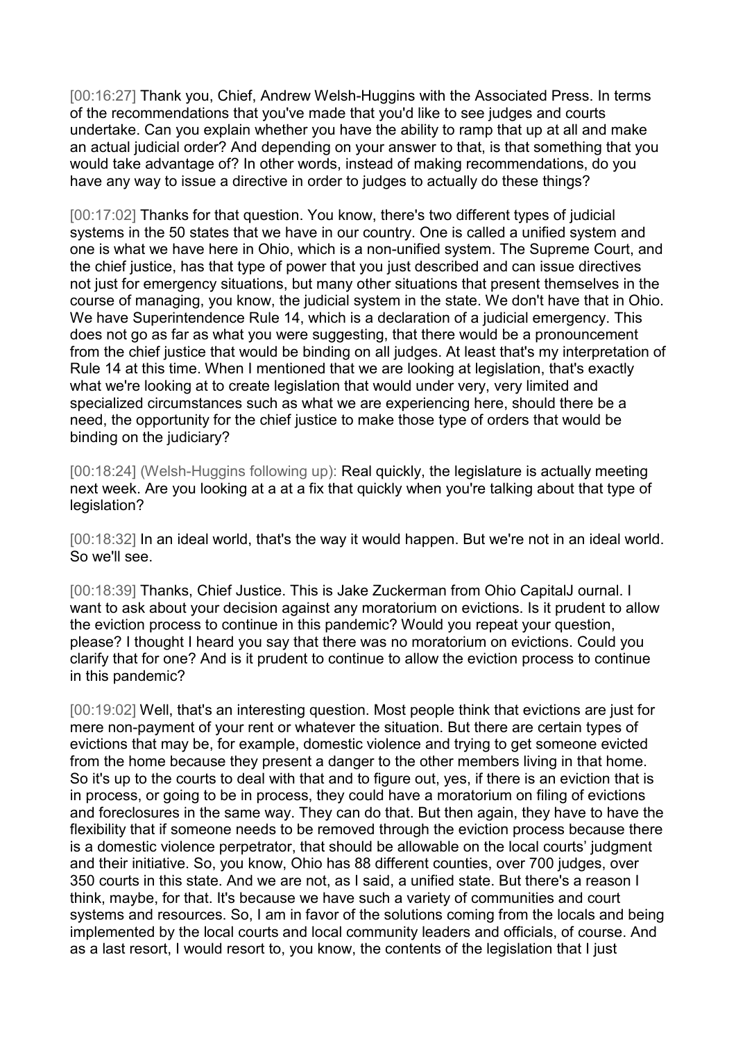[00:16:27] Thank you, Chief, Andrew Welsh-Huggins with the Associated Press. In terms of the recommendations that you've made that you'd like to see judges and courts undertake. Can you explain whether you have the ability to ramp that up at all and make an actual judicial order? And depending on your answer to that, is that something that you would take advantage of? In other words, instead of making recommendations, do you have any way to issue a directive in order to judges to actually do these things?

[00:17:02] Thanks for that question. You know, there's two different types of judicial systems in the 50 states that we have in our country. One is called a unified system and one is what we have here in Ohio, which is a non-unified system. The Supreme Court, and the chief justice, has that type of power that you just described and can issue directives not just for emergency situations, but many other situations that present themselves in the course of managing, you know, the judicial system in the state. We don't have that in Ohio. We have Superintendence Rule 14, which is a declaration of a judicial emergency. This does not go as far as what you were suggesting, that there would be a pronouncement from the chief justice that would be binding on all judges. At least that's my interpretation of Rule 14 at this time. When I mentioned that we are looking at legislation, that's exactly what we're looking at to create legislation that would under very, very limited and specialized circumstances such as what we are experiencing here, should there be a need, the opportunity for the chief justice to make those type of orders that would be binding on the judiciary?

[00:18:24] (Welsh-Huggins following up): Real quickly, the legislature is actually meeting next week. Are you looking at a at a fix that quickly when you're talking about that type of legislation?

[00:18:32] In an ideal world, that's the way it would happen. But we're not in an ideal world. So we'll see.

[00:18:39] Thanks, Chief Justice. This is Jake Zuckerman from Ohio CapitalJ ournal. I want to ask about your decision against any moratorium on evictions. Is it prudent to allow the eviction process to continue in this pandemic? Would you repeat your question, please? I thought I heard you say that there was no moratorium on evictions. Could you clarify that for one? And is it prudent to continue to allow the eviction process to continue in this pandemic?

[00:19:02] Well, that's an interesting question. Most people think that evictions are just for mere non-payment of your rent or whatever the situation. But there are certain types of evictions that may be, for example, domestic violence and trying to get someone evicted from the home because they present a danger to the other members living in that home. So it's up to the courts to deal with that and to figure out, yes, if there is an eviction that is in process, or going to be in process, they could have a moratorium on filing of evictions and foreclosures in the same way. They can do that. But then again, they have to have the flexibility that if someone needs to be removed through the eviction process because there is a domestic violence perpetrator, that should be allowable on the local courts' judgment and their initiative. So, you know, Ohio has 88 different counties, over 700 judges, over 350 courts in this state. And we are not, as I said, a unified state. But there's a reason I think, maybe, for that. It's because we have such a variety of communities and court systems and resources. So, I am in favor of the solutions coming from the locals and being implemented by the local courts and local community leaders and officials, of course. And as a last resort, I would resort to, you know, the contents of the legislation that I just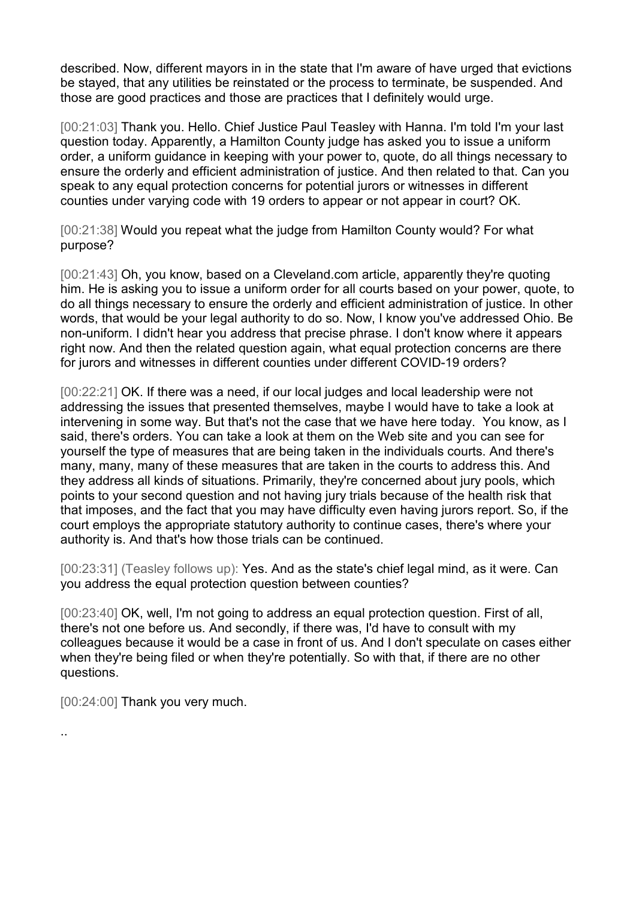described. Now, different mayors in in the state that I'm aware of have urged that evictions be stayed, that any utilities be reinstated or the process to terminate, be suspended. And those are good practices and those are practices that I definitely would urge.

[00:21:03] Thank you. Hello. Chief Justice Paul Teasley with Hanna. I'm told I'm your last question today. Apparently, a Hamilton County judge has asked you to issue a uniform order, a uniform guidance in keeping with your power to, quote, do all things necessary to ensure the orderly and efficient administration of justice. And then related to that. Can you speak to any equal protection concerns for potential jurors or witnesses in different counties under varying code with 19 orders to appear or not appear in court? OK.

[00:21:38] Would you repeat what the judge from Hamilton County would? For what purpose?

[00:21:43] Oh, you know, based on a Cleveland.com article, apparently they're quoting him. He is asking you to issue a uniform order for all courts based on your power, quote, to do all things necessary to ensure the orderly and efficient administration of justice. In other words, that would be your legal authority to do so. Now, I know you've addressed Ohio. Be non-uniform. I didn't hear you address that precise phrase. I don't know where it appears right now. And then the related question again, what equal protection concerns are there for jurors and witnesses in different counties under different COVID-19 orders?

[00:22:21] OK. If there was a need, if our local judges and local leadership were not addressing the issues that presented themselves, maybe I would have to take a look at intervening in some way. But that's not the case that we have here today. You know, as I said, there's orders. You can take a look at them on the Web site and you can see for yourself the type of measures that are being taken in the individuals courts. And there's many, many, many of these measures that are taken in the courts to address this. And they address all kinds of situations. Primarily, they're concerned about jury pools, which points to your second question and not having jury trials because of the health risk that that imposes, and the fact that you may have difficulty even having jurors report. So, if the court employs the appropriate statutory authority to continue cases, there's where your authority is. And that's how those trials can be continued.

[00:23:31] (Teasley follows up): Yes. And as the state's chief legal mind, as it were. Can you address the equal protection question between counties?

[00:23:40] OK, well, I'm not going to address an equal protection question. First of all, there's not one before us. And secondly, if there was, I'd have to consult with my colleagues because it would be a case in front of us. And I don't speculate on cases either when they're being filed or when they're potentially. So with that, if there are no other questions.

[00:24:00] Thank you very much.

..